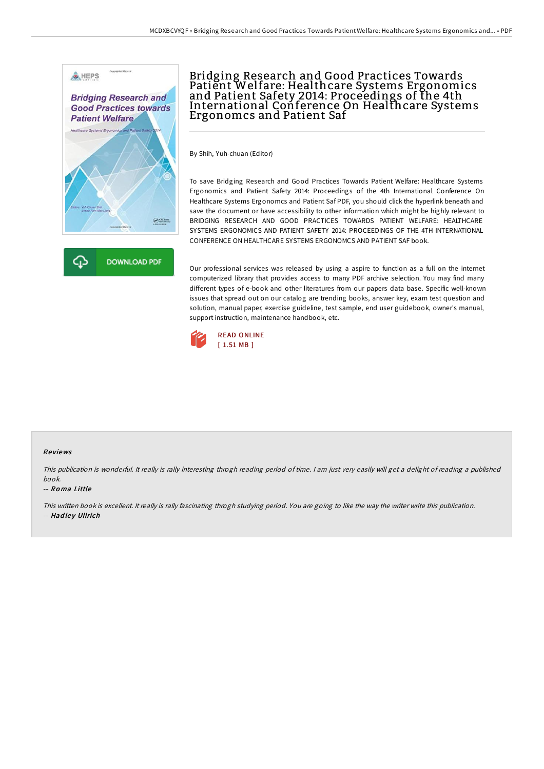# Bridging Research and Good Practices Towards Patient Welfare: Healthcare Systems Ergonomics and Patient Safety 2014: Proceedings of the 4th International Conference On Healthcare Systems Ergonomcs and Patient Saf

By Shih, Yuh-chuan (Editor)

To save Bridging Research and Good Practices Towards Patient Welfare: Healthcare Systems Ergonomics and Patient Safety 2014: Proceedings of the 4th International Conference On Healthcare Systems Ergonomcs and Patient Saf PDF, you should click the hyperlink beneath and save the document or have accessibility to other information which might be highly relevant to BRIDGING RESEARCH AND GOOD PRACTICES TOWARDS PATIENT WELFARE: HEALTHCARE SYSTEMS ERGONOMICS AND PATIENT SAFETY 2014: PROCEEDINGS OF THE 4TH INTERNATIONAL CONFERENCE ON HEALTHCARE SYSTEMS ERGONOMCS AND PATIENT SAF book.

Our professional services was released by using a aspire to function as a full on the internet computerized library that provides access to many PDF archive selection. You may find many different types of e-book and other literatures from our papers data base. Specific well-known issues that spread out on our catalog are trending books, answer key, exam test question and solution, manual paper, exercise guideline, test sample, end user guidebook, owner's manual, support instruction, maintenance handbook, etc.

READ ONLINE
[ 1.51 MB ]

## Reviews

*This publication is wonderful. It really is rally interesting throgh reading period of time. I am just very easily will get a delight of reading a published book.*

-- *Roma Little*

*This written book is excellent. It really is rally fascinating throgh studying period. You are going to like the way the writer write this publication.*

-- *Hadley Ullrich*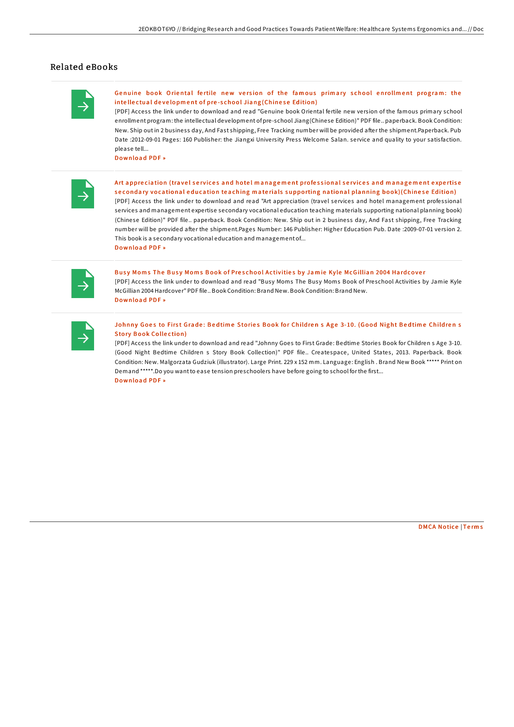## Related eBooks

### Genuine book Oriental fertile new version of the famous primary school enrollment program: the intellectual development of pre-school Jiang(Chinese Edition)

[PDF] Access the link under to download and read "Genuine book Oriental fertile new version of the famous primary school enrollment program: the intellectual development of pre-school Jiang(Chinese Edition)" PDF file.. paperback. Book Condition: New. Ship out in 2 business day, And Fast shipping, Free Tracking number will be provided after the shipment.Paperback. Pub Date :2012-09-01 Pages: 160 Publisher: the Jiangxi University Press Welcome Salan. service and quality to your satisfaction. please tell...

Download PDF »

### Art appreciation (travel services and hotel management professional services and management expertise secondary vocational education teaching materials supporting national planning book)(Chinese Edition)

[PDF] Access the link under to download and read "Art appreciation (travel services and hotel management professional services and management expertise secondary vocational education teaching materials supporting national planning book)(Chinese Edition)" PDF file.. paperback. Book Condition: New. Ship out in 2 business day, And Fast shipping, Free Tracking number will be provided after the shipment.Pages Number: 146 Publisher: Higher Education Pub. Date :2009-07-01 version 2. This book is a secondary vocational education and management of...

Download PDF »

### Busy Moms The Busy Moms Book of Preschool Activities by Jamie Kyle McGillian 2004 Hardcover

[PDF] Access the link under to download and read "Busy Moms The Busy Moms Book of Preschool Activities by Jamie Kyle McGillian 2004 Hardcover" PDF file.. Book Condition: Brand New. Book Condition: Brand New.

Download PDF »

### Johnny Goes to First Grade: Bedtime Stories Book for Children s Age 3-10. (Good Night Bedtime Children s Story Book Collection)

[PDF] Access the link under to download and read "Johnny Goes to First Grade: Bedtime Stories Book for Children s Age 3-10. (Good Night Bedtime Children s Story Book Collection)" PDF file.. Createspace, United States, 2013. Paperback. Book Condition: New. Malgorzata Gudziuk (illustrator). Large Print. 229 x 152 mm. Language: English . Brand New Book ***** Print on Demand *****.Do you want to ease tension preschoolers have before going to school for the first...

Download PDF »

DMCA Notice | Terms